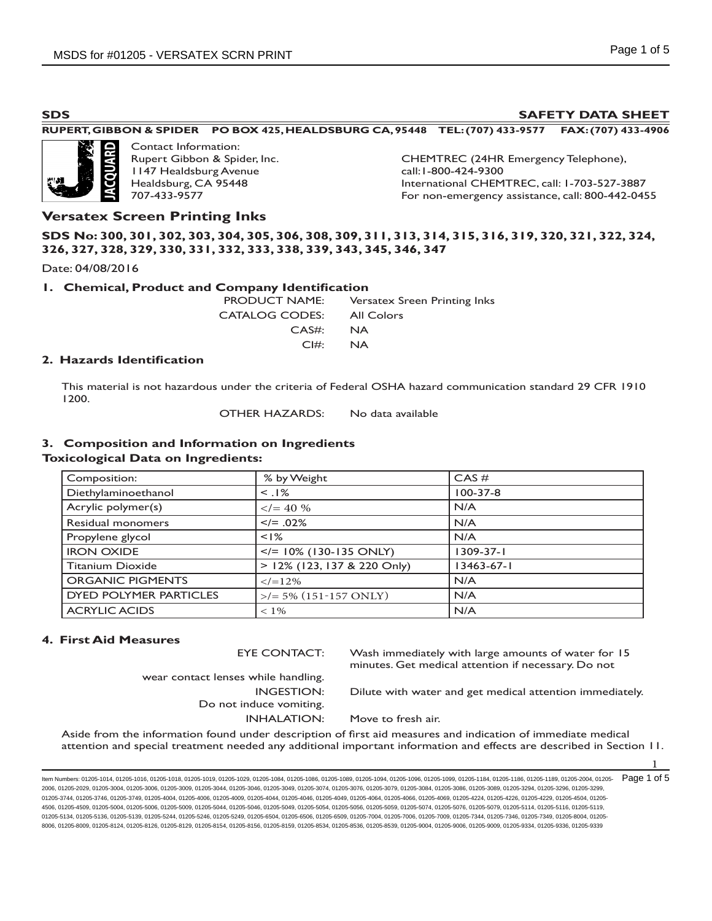**SDS** **SAFETY DATA SHEET**

**RUPERT, GIBBON & SPIDER PO BOX 425, HEALDSBURG CA, 95448 TEL: (707) 433-9577 FAX: (707) 433-4906**

Contact Information:
Rupert Gibbon & Spider, Inc.
1147 Healdsburg Avenue
Healdsburg, CA 95448
707-433-9577

CHEMTREC (24HR Emergency Telephone),
call:1-800-424-9300
International CHEMTREC, call: 1-703-527-3887
For non-emergency assistance, call: 800-442-0455

## Versatex Screen Printing Inks

**SDS No: 300, 301, 302, 303, 304, 305, 306, 308, 309, 311, 313, 314, 315, 316, 319, 320, 321, 322, 324, 326, 327, 328, 329, 330, 331, 332, 333, 338, 339, 343, 345, 346, 347**

Date: 04/08/2016

### 1. Chemical, Product and Company Identification

PRODUCT NAME: Versatex Sreen Printing Inks
CATALOG CODES: All Colors
CAS#: NA
CI#: NA

### 2. Hazards Identification

This material is not hazardous under the criteria of Federal OSHA hazard communication standard 29 CFR 1910 1200.

OTHER HAZARDS: No data available

### 3. Composition and Information on Ingredients

**Toxicological Data on Ingredients:**

| Composition: | % by Weight | CAS # |
|---|---|---|
| Diethylaminoethanol | < .1% | 100-37-8 |
| Acrylic polymer(s) | </= 40 % | N/A |
| Residual monomers | </= .02% | N/A |
| Propylene glycol | <1% | N/A |
| IRON OXIDE | </= 10% (130-135 ONLY) | 1309-37-1 |
| Titanium Dioxide | > 12% (123, 137 & 220 Only) | 13463-67-1 |
| ORGANIC PIGMENTS | </=12% | N/A |
| DYED POLYMER PARTICLES | >/= 5% (151-157 ONLY) | N/A |
| ACRYLIC ACIDS | < 1% | N/A |

### 4. First Aid Measures

EYE CONTACT: Wash immediately with large amounts of water for 15 minutes. Get medical attention if necessary. Do not wear contact lenses while handling.

INGESTION: Dilute with water and get medical attention immediately. Do not induce vomiting.

INHALATION: Move to fresh air.

Aside from the information found under description of first aid measures and indication of immediate medical attention and special treatment needed any additional important information and effects are described in Section 11.

Item Numbers: 01205-1014, 01205-1016, 01205-1018, 01205-1019, 01205-1029, 01205-1084, 01205-1086, 01205-1089, 01205-1094, 01205-1096, 01205-1099, 01205-1184, 01205-1186, 01205-1189, 01205-2004, 01205-2006, 01205-2029, 01205-3004, 01205-3006, 01205-3009, 01205-3044, 01205-3046, 01205-3049, 01205-3074, 01205-3076, 01205-3079, 01205-3084, 01205-3086, 01205-3089, 01205-3294, 01205-3296, 01205-3299, 01205-3744, 01205-3746, 01205-3749, 01205-4004, 01205-4006, 01205-4009, 01205-4044, 01205-4046, 01205-4049, 01205-4064, 01205-4066, 01205-4069, 01205-4224, 01205-4226, 01205-4229, 01205-4504, 01205-4506, 01205-4509, 01205-5004, 01205-5006, 01205-5009, 01205-5044, 01205-5046, 01205-5049, 01205-5054, 01205-5056, 01205-5059, 01205-5074, 01205-5076, 01205-5079, 01205-5114, 01205-5116, 01205-5119, 01205-5134, 01205-5136, 01205-5139, 01205-5244, 01205-5246, 01205-5249, 01205-6504, 01205-6506, 01205-6509, 01205-7004, 01205-7006, 01205-7009, 01205-7344, 01205-7346, 01205-7349, 01205-8004, 01205-8006, 01205-8009, 01205-8124, 01205-8126, 01205-8129, 01205-8154, 01205-8156, 01205-8159, 01205-8534, 01205-8536, 01205-8539, 01205-9004, 01205-9006, 01205-9009, 01205-9334, 01205-9336, 01205-9339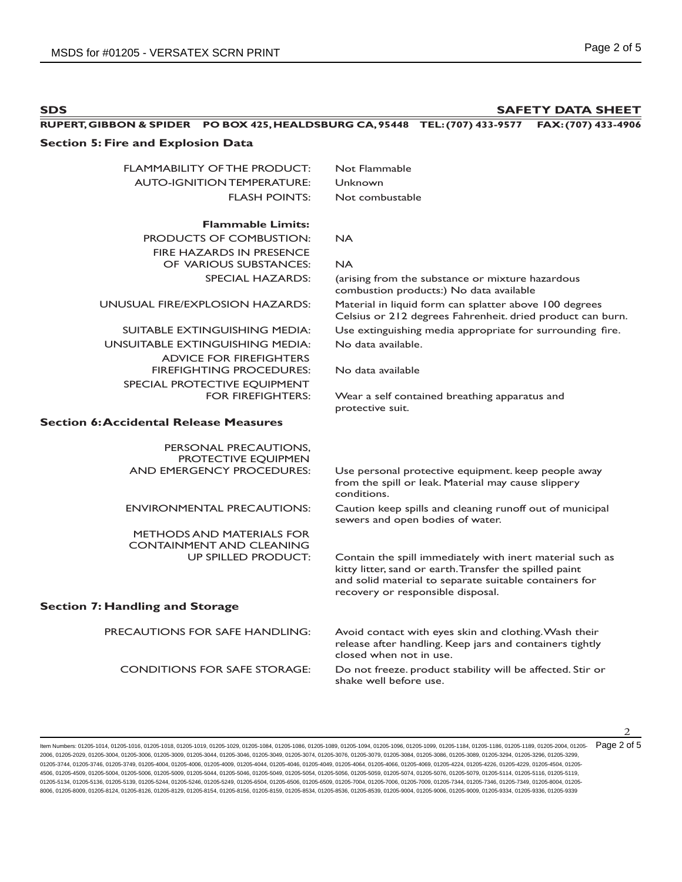**SDS** **SAFETY DATA SHEET**

**RUPERT, GIBBON & SPIDER PO BOX 425, HEALDSBURG CA, 95448 TEL: (707) 433-9577 FAX: (707) 433-4906**

### Section 5: Fire and Explosion Data

| | |
|---|---|
| FLAMMABILITY OF THE PRODUCT: | Not Flammable |
| AUTO-IGNITION TEMPERATURE: | Unknown |
| FLASH POINTS: | Not combustable |
| **Flammable Limits:** | |
| PRODUCTS OF COMBUSTION: | NA |
| FIRE HAZARDS IN PRESENCE OF VARIOUS SUBSTANCES: | NA |
| SPECIAL HAZARDS: | (arising from the substance or mixture hazardous combustion products:) No data available |
| UNUSUAL FIRE/EXPLOSION HAZARDS: | Material in liquid form can splatter above 100 degrees Celsius or 212 degrees Fahrenheit. dried product can burn. |
| SUITABLE EXTINGUISHING MEDIA: | Use extinguishing media appropriate for surrounding fire. |
| UNSUITABLE EXTINGUISHING MEDIA: | No data available. |
| ADVICE FOR FIREFIGHTERS FIREFIGHTING PROCEDURES: | No data available |
| SPECIAL PROTECTIVE EQUIPMENT FOR FIREFIGHTERS: | Wear a self contained breathing apparatus and protective suit. |

### Section 6: Accidental Release Measures

| | |
|---|---|
| PERSONAL PRECAUTIONS, PROTECTIVE EQUIPMEN AND EMERGENCY PROCEDURES: | Use personal protective equipment. keep people away from the spill or leak. Material may cause slippery conditions. |
| ENVIRONMENTAL PRECAUTIONS: | Caution keep spills and cleaning runoff out of municipal sewers and open bodies of water. |
| METHODS AND MATERIALS FOR CONTAINMENT AND CLEANING UP SPILLED PRODUCT: | Contain the spill immediately with inert material such as kitty litter, sand or earth. Transfer the spilled paint and solid material to separate suitable containers for recovery or responsible disposal. |

### Section 7: Handling and Storage

| | |
|---|---|
| PRECAUTIONS FOR SAFE HANDLING: | Avoid contact with eyes skin and clothing. Wash their release after handling. Keep jars and containers tightly closed when not in use. |
| CONDITIONS FOR SAFE STORAGE: | Do not freeze. product stability will be affected. Stir or shake well before use. |

Item Numbers: 01205-1014, 01205-1016, 01205-1018, 01205-1019, 01205-1029, 01205-1084, 01205-1086, 01205-1089, 01205-1094, 01205-1096, 01205-1099, 01205-1184, 01205-1186, 01205-1189, 01205-2004, 01205-2006, 01205-2029, 01205-3004, 01205-3006, 01205-3009, 01205-3044, 01205-3046, 01205-3049, 01205-3074, 01205-3076, 01205-3079, 01205-3084, 01205-3086, 01205-3089, 01205-3294, 01205-3296, 01205-3299, 01205-3744, 01205-3746, 01205-3749, 01205-4004, 01205-4006, 01205-4009, 01205-4044, 01205-4046, 01205-4049, 01205-4064, 01205-4066, 01205-4069, 01205-4224, 01205-4226, 01205-4229, 01205-4504, 01205-4506, 01205-4509, 01205-5004, 01205-5006, 01205-5009, 01205-5044, 01205-5046, 01205-5049, 01205-5054, 01205-5056, 01205-5059, 01205-5074, 01205-5076, 01205-5079, 01205-5114, 01205-5116, 01205-5119, 01205-5134, 01205-5136, 01205-5139, 01205-5244, 01205-5246, 01205-5249, 01205-6504, 01205-6506, 01205-6509, 01205-7004, 01205-7006, 01205-7009, 01205-7344, 01205-7346, 01205-7349, 01205-8004, 01205-8006, 01205-8009, 01205-8124, 01205-8126, 01205-8129, 01205-8154, 01205-8156, 01205-8159, 01205-8534, 01205-8536, 01205-8539, 01205-9004, 01205-9006, 01205-9009, 01205-9334, 01205-9336, 01205-9339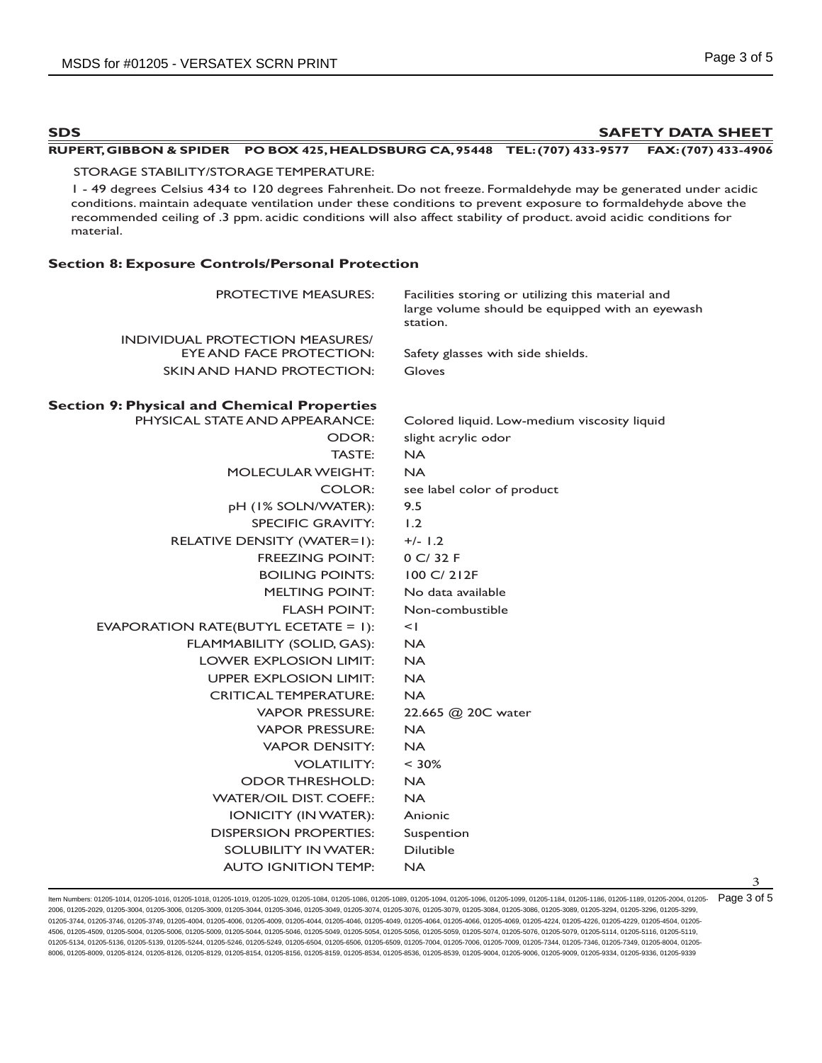**SDS** **SAFETY DATA SHEET**

**RUPERT, GIBBON & SPIDER PO BOX 425, HEALDSBURG CA, 95448 TEL: (707) 433-9577 FAX: (707) 433-4906**

STORAGE STABILITY/STORAGE TEMPERATURE:

1 - 49 degrees Celsius 434 to 120 degrees Fahrenheit. Do not freeze. Formaldehyde may be generated under acidic conditions. maintain adequate ventilation under these conditions to prevent exposure to formaldehyde above the recommended ceiling of .3 ppm. acidic conditions will also affect stability of product. avoid acidic conditions for material.

## Section 8: Exposure Controls/Personal Protection

| | |
|---|---|
| PROTECTIVE MEASURES: | Facilities storing or utilizing this material and large volume should be equipped with an eyewash station. |
| INDIVIDUAL PROTECTION MEASURES/ EYE AND FACE PROTECTION: | Safety glasses with side shields. |
| SKIN AND HAND PROTECTION: | Gloves |

## Section 9: Physical and Chemical Properties

| | |
|---|---|
| PHYSICAL STATE AND APPEARANCE: | Colored liquid. Low-medium viscosity liquid |
| ODOR: | slight acrylic odor |
| TASTE: | NA |
| MOLECULAR WEIGHT: | NA |
| COLOR: | see label color of product |
| pH (1% SOLN/WATER): | 9.5 |
| SPECIFIC GRAVITY: | 1.2 |
| RELATIVE DENSITY (WATER=1): | +/- 1.2 |
| FREEZING POINT: | 0 C/ 32 F |
| BOILING POINTS: | 100 C/ 212F |
| MELTING POINT: | No data available |
| FLASH POINT: | Non-combustible |
| EVAPORATION RATE(BUTYL ECETATE = 1): | <1 |
| FLAMMABILITY (SOLID, GAS): | NA |
| LOWER EXPLOSION LIMIT: | NA |
| UPPER EXPLOSION LIMIT: | NA |
| CRITICAL TEMPERATURE: | NA |
| VAPOR PRESSURE: | 22.665 @ 20C water |
| VAPOR PRESSURE: | NA |
| VAPOR DENSITY: | NA |
| VOLATILITY: | < 30% |
| ODOR THRESHOLD: | NA |
| WATER/OIL DIST. COEFF.: | NA |
| IONICITY (IN WATER): | Anionic |
| DISPERSION PROPERTIES: | Suspention |
| SOLUBILITY IN WATER: | Dilutible |
| AUTO IGNITION TEMP: | NA |

Item Numbers: 01205-1014, 01205-1016, 01205-1018, 01205-1019, 01205-1029, 01205-1084, 01205-1086, 01205-1089, 01205-1094, 01205-1096, 01205-1099, 01205-1184, 01205-1186, 01205-1189, 01205-2004, 01205-2006, 01205-2029, 01205-3004, 01205-3006, 01205-3009, 01205-3044, 01205-3046, 01205-3049, 01205-3074, 01205-3076, 01205-3079, 01205-3084, 01205-3086, 01205-3089, 01205-3294, 01205-3296, 01205-3299, 01205-3744, 01205-3746, 01205-3749, 01205-4004, 01205-4006, 01205-4009, 01205-4044, 01205-4046, 01205-4049, 01205-4064, 01205-4066, 01205-4069, 01205-4224, 01205-4226, 01205-4229, 01205-4504, 01205-4506, 01205-4509, 01205-5004, 01205-5006, 01205-5009, 01205-5044, 01205-5046, 01205-5049, 01205-5054, 01205-5056, 01205-5059, 01205-5074, 01205-5076, 01205-5079, 01205-5114, 01205-5116, 01205-5119, 01205-5134, 01205-5136, 01205-5139, 01205-5244, 01205-5246, 01205-5249, 01205-6504, 01205-6506, 01205-6509, 01205-7004, 01205-7006, 01205-7009, 01205-7344, 01205-7346, 01205-7349, 01205-8004, 01205-8006, 01205-8009, 01205-8124, 01205-8126, 01205-8129, 01205-8154, 01205-8156, 01205-8159, 01205-8534, 01205-8536, 01205-8539, 01205-9004, 01205-9006, 01205-9009, 01205-9334, 01205-9336, 01205-9339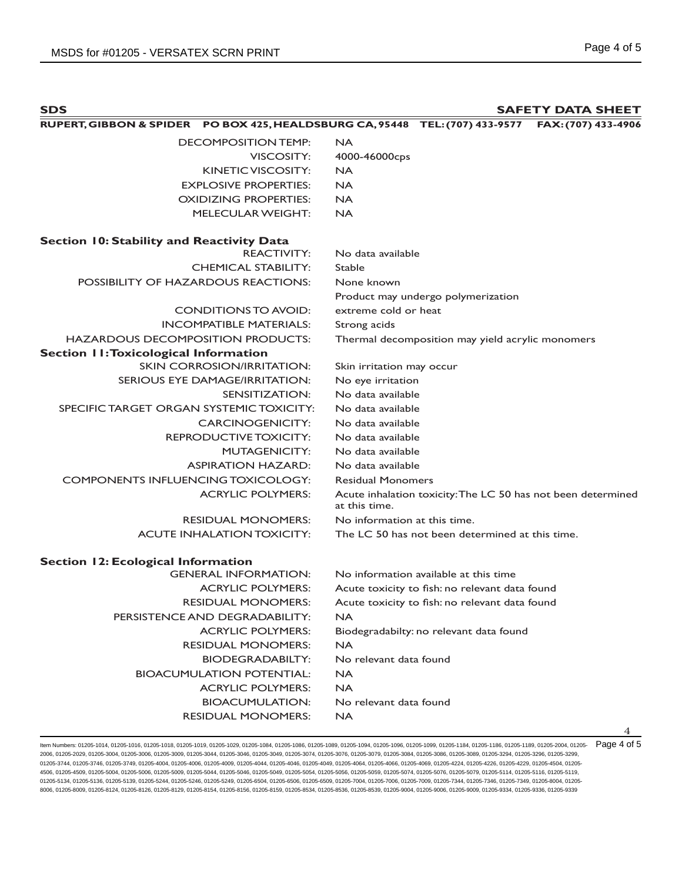**SDS** **SAFETY DATA SHEET**

**RUPERT, GIBBON & SPIDER PO BOX 425, HEALDSBURG CA, 95448 TEL: (707) 433-9577 FAX: (707) 433-4906**

| | |
|---|---|
| DECOMPOSITION TEMP: | NA |
| VISCOSITY: | 4000-46000cps |
| KINETIC VISCOSITY: | NA |
| EXPLOSIVE PROPERTIES: | NA |
| OXIDIZING PROPERTIES: | NA |
| MELECULAR WEIGHT: | NA |

## Section 10: Stability and Reactivity Data

| | |
|---|---|
| REACTIVITY: | No data available |
| CHEMICAL STABILITY: | Stable |
| POSSIBILITY OF HAZARDOUS REACTIONS: | None known |
| | Product may undergo polymerization |
| CONDITIONS TO AVOID: | extreme cold or heat |
| INCOMPATIBLE MATERIALS: | Strong acids |
| HAZARDOUS DECOMPOSITION PRODUCTS: | Thermal decomposition may yield acrylic monomers |

## Section 11: Toxicological Information

| | |
|---|---|
| SKIN CORROSION/IRRITATION: | Skin irritation may occur |
| SERIOUS EYE DAMAGE/IRRITATION: | No eye irritation |
| SENSITIZATION: | No data available |
| SPECIFIC TARGET ORGAN SYSTEMIC TOXICITY: | No data available |
| CARCINOGENICITY: | No data available |
| REPRODUCTIVE TOXICITY: | No data available |
| MUTAGENICITY: | No data available |
| ASPIRATION HAZARD: | No data available |
| COMPONENTS INFLUENCING TOXICOLOGY: | Residual Monomers |
| ACRYLIC POLYMERS: | Acute inhalation toxicity: The LC 50 has not been determined at this time. |
| RESIDUAL MONOMERS: | No information at this time. |
| ACUTE INHALATION TOXICITY: | The LC 50 has not been determined at this time. |

## Section 12: Ecological Information

| | |
|---|---|
| GENERAL INFORMATION: | No information available at this time |
| ACRYLIC POLYMERS: | Acute toxicity to fish: no relevant data found |
| RESIDUAL MONOMERS: | Acute toxicity to fish: no relevant data found |
| PERSISTENCE AND DEGRADABILITY: | NA |
| ACRYLIC POLYMERS: | Biodegradabilty: no relevant data found |
| RESIDUAL MONOMERS: | NA |
| BIODEGRADABILTY: | No relevant data found |
| BIOACUMULATION POTENTIAL: | NA |
| ACRYLIC POLYMERS: | NA |
| BIOACUMULATION: | No relevant data found |
| RESIDUAL MONOMERS: | NA |

Item Numbers: 01205-1014, 01205-1016, 01205-1018, 01205-1019, 01205-1029, 01205-1084, 01205-1086, 01205-1089, 01205-1094, 01205-1096, 01205-1099, 01205-1184, 01205-1186, 01205-1189, 01205-2004, 01205-2006, 01205-2029, 01205-3004, 01205-3006, 01205-3009, 01205-3044, 01205-3046, 01205-3049, 01205-3074, 01205-3076, 01205-3079, 01205-3084, 01205-3086, 01205-3089, 01205-3294, 01205-3296, 01205-3299, 01205-3744, 01205-3746, 01205-3749, 01205-4004, 01205-4006, 01205-4009, 01205-4044, 01205-4046, 01205-4049, 01205-4064, 01205-4066, 01205-4069, 01205-4224, 01205-4226, 01205-4229, 01205-4504, 01205-4506, 01205-4509, 01205-5004, 01205-5006, 01205-5009, 01205-5044, 01205-5046, 01205-5049, 01205-5054, 01205-5056, 01205-5059, 01205-5074, 01205-5076, 01205-5079, 01205-5114, 01205-5116, 01205-5119, 01205-5134, 01205-5136, 01205-5139, 01205-5244, 01205-5246, 01205-5249, 01205-6504, 01205-6506, 01205-6509, 01205-7004, 01205-7006, 01205-7009, 01205-7344, 01205-7346, 01205-7349, 01205-8004, 01205-8006, 01205-8009, 01205-8124, 01205-8126, 01205-8129, 01205-8154, 01205-8156, 01205-8159, 01205-8534, 01205-8536, 01205-8539, 01205-9004, 01205-9006, 01205-9009, 01205-9334, 01205-9336, 01205-9339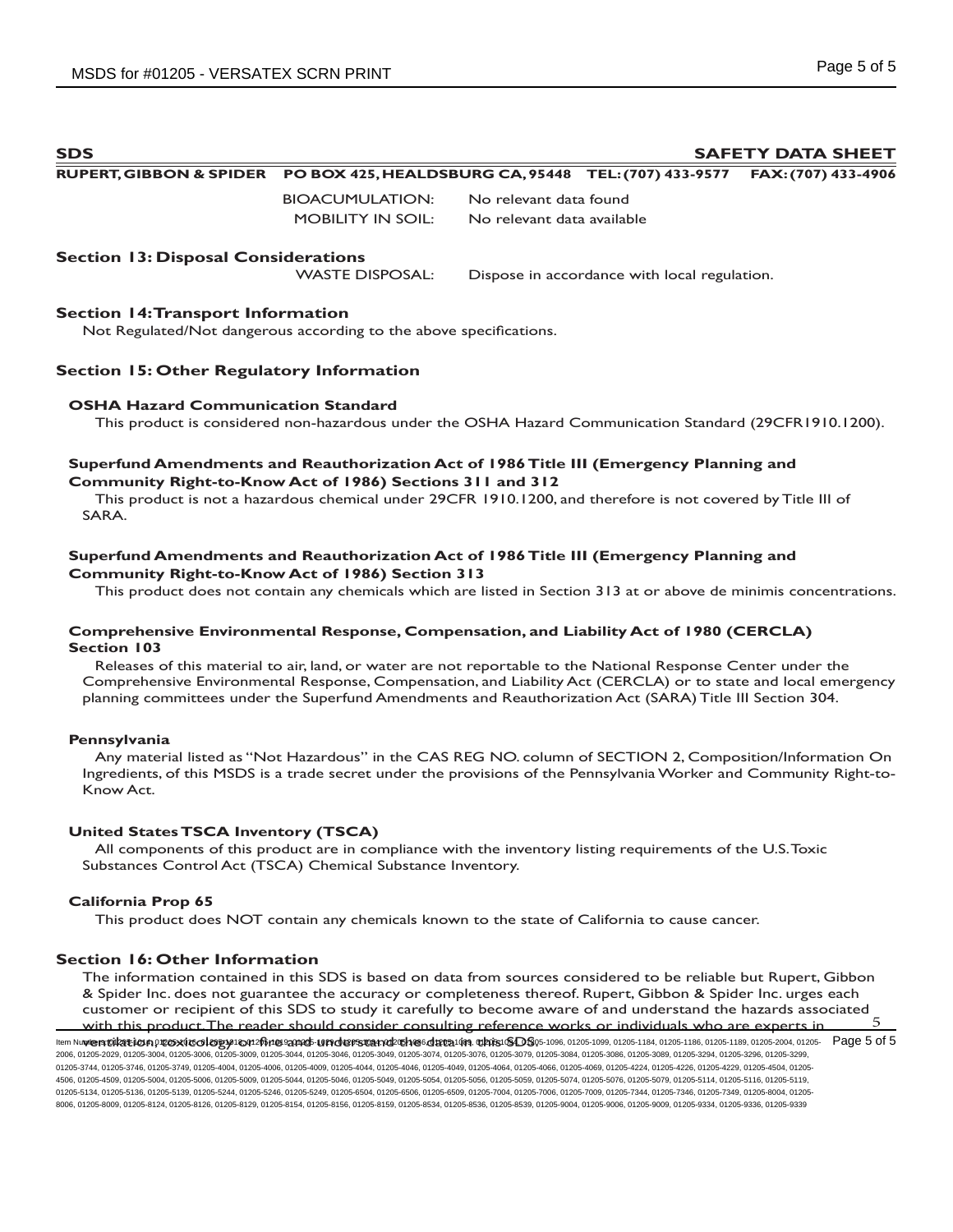| | |
|---|---|
| BIOACUMULATION: | No relevant data found |
| MOBILITY IN SOIL: | No relevant data available |

## Section 13: Disposal Considerations

WASTE DISPOSAL: Dispose in accordance with local regulation.

## Section 14: Transport Information

Not Regulated/Not dangerous according to the above specifications.

## Section 15: Other Regulatory Information

### OSHA Hazard Communication Standard

This product is considered non-hazardous under the OSHA Hazard Communication Standard (29CFR1910.1200).

### Superfund Amendments and Reauthorization Act of 1986 Title III (Emergency Planning and Community Right-to-Know Act of 1986) Sections 311 and 312

This product is not a hazardous chemical under 29CFR 1910.1200, and therefore is not covered by Title III of SARA.

### Superfund Amendments and Reauthorization Act of 1986 Title III (Emergency Planning and Community Right-to-Know Act of 1986) Section 313

This product does not contain any chemicals which are listed in Section 313 at or above de minimis concentrations.

### Comprehensive Environmental Response, Compensation, and Liability Act of 1980 (CERCLA) Section 103

Releases of this material to air, land, or water are not reportable to the National Response Center under the Comprehensive Environmental Response, Compensation, and Liability Act (CERCLA) or to state and local emergency planning committees under the Superfund Amendments and Reauthorization Act (SARA) Title III Section 304.

### Pennsylvania

Any material listed as "Not Hazardous" in the CAS REG NO. column of SECTION 2, Composition/Information On Ingredients, of this MSDS is a trade secret under the provisions of the Pennsylvania Worker and Community Right-to-Know Act.

### United States TSCA Inventory (TSCA)

All components of this product are in compliance with the inventory listing requirements of the U.S. Toxic Substances Control Act (TSCA) Chemical Substance Inventory.

### California Prop 65

This product does NOT contain any chemicals known to the state of California to cause cancer.

## Section 16: Other Information

The information contained in this SDS is based on data from sources considered to be reliable but Rupert, Gibbon & Spider Inc. does not guarantee the accuracy or completeness thereof. Rupert, Gibbon & Spider Inc. urges each customer or recipient of this SDS to study it carefully to become aware of and understand the hazards associated with this product. The reader should consider consulting reference works or individuals who are experts in ventilation, toxicology, or fire and understand the data in this SDS.